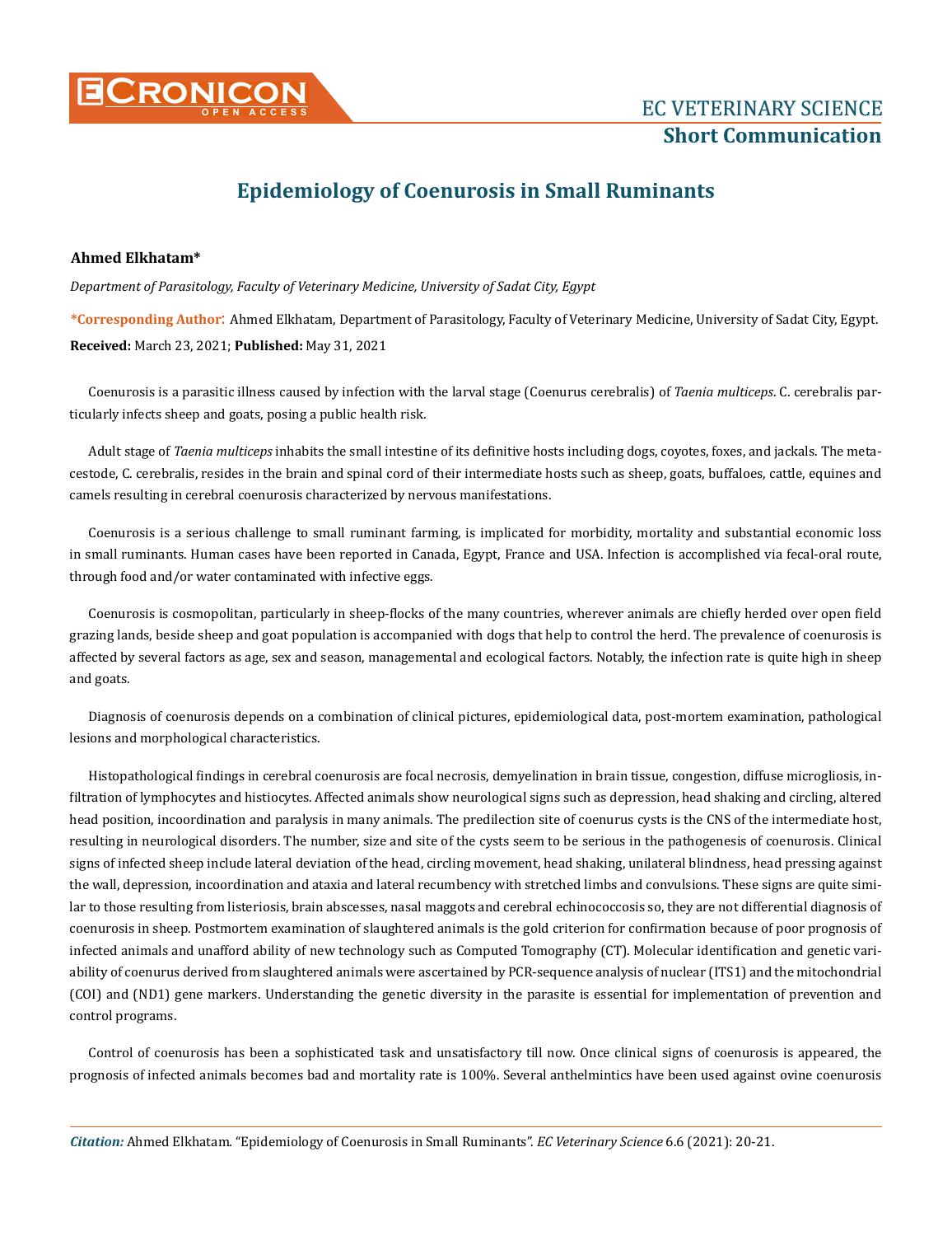# Epidemiology of Coenurosis in Small Ruminants

**Ahmed Elkhatam***

*Department of Parasitology, Faculty of Veterinary Medicine, University of Sadat City, Egypt*

***Corresponding Author**: Ahmed Elkhatam, Department of Parasitology, Faculty of Veterinary Medicine, University of Sadat City, Egypt.

**Received:** March 23, 2021; **Published:** May 31, 2021

Coenurosis is a parasitic illness caused by infection with the larval stage (Coenurus cerebralis) of *Taenia multiceps*. C. cerebralis particularly infects sheep and goats, posing a public health risk.

Adult stage of *Taenia multiceps* inhabits the small intestine of its definitive hosts including dogs, coyotes, foxes, and jackals. The metacestode, C. cerebralis, resides in the brain and spinal cord of their intermediate hosts such as sheep, goats, buffaloes, cattle, equines and camels resulting in cerebral coenurosis characterized by nervous manifestations.

Coenurosis is a serious challenge to small ruminant farming, is implicated for morbidity, mortality and substantial economic loss in small ruminants. Human cases have been reported in Canada, Egypt, France and USA. Infection is accomplished via fecal-oral route, through food and/or water contaminated with infective eggs.

Coenurosis is cosmopolitan, particularly in sheep-flocks of the many countries, wherever animals are chiefly herded over open field grazing lands, beside sheep and goat population is accompanied with dogs that help to control the herd. The prevalence of coenurosis is affected by several factors as age, sex and season, managemental and ecological factors. Notably, the infection rate is quite high in sheep and goats.

Diagnosis of coenurosis depends on a combination of clinical pictures, epidemiological data, post-mortem examination, pathological lesions and morphological characteristics.

Histopathological findings in cerebral coenurosis are focal necrosis, demyelination in brain tissue, congestion, diffuse microgliosis, infiltration of lymphocytes and histiocytes. Affected animals show neurological signs such as depression, head shaking and circling, altered head position, incoordination and paralysis in many animals. The predilection site of coenurus cysts is the CNS of the intermediate host, resulting in neurological disorders. The number, size and site of the cysts seem to be serious in the pathogenesis of coenurosis. Clinical signs of infected sheep include lateral deviation of the head, circling movement, head shaking, unilateral blindness, head pressing against the wall, depression, incoordination and ataxia and lateral recumbency with stretched limbs and convulsions. These signs are quite similar to those resulting from listeriosis, brain abscesses, nasal maggots and cerebral echinococcosis so, they are not differential diagnosis of coenurosis in sheep. Postmortem examination of slaughtered animals is the gold criterion for confirmation because of poor prognosis of infected animals and unafford ability of new technology such as Computed Tomography (CT). Molecular identification and genetic variability of coenurus derived from slaughtered animals were ascertained by PCR-sequence analysis of nuclear (ITS1) and the mitochondrial (COI) and (ND1) gene markers. Understanding the genetic diversity in the parasite is essential for implementation of prevention and control programs.

Control of coenurosis has been a sophisticated task and unsatisfactory till now. Once clinical signs of coenurosis is appeared, the prognosis of infected animals becomes bad and mortality rate is 100%. Several anthelmintics have been used against ovine coenurosis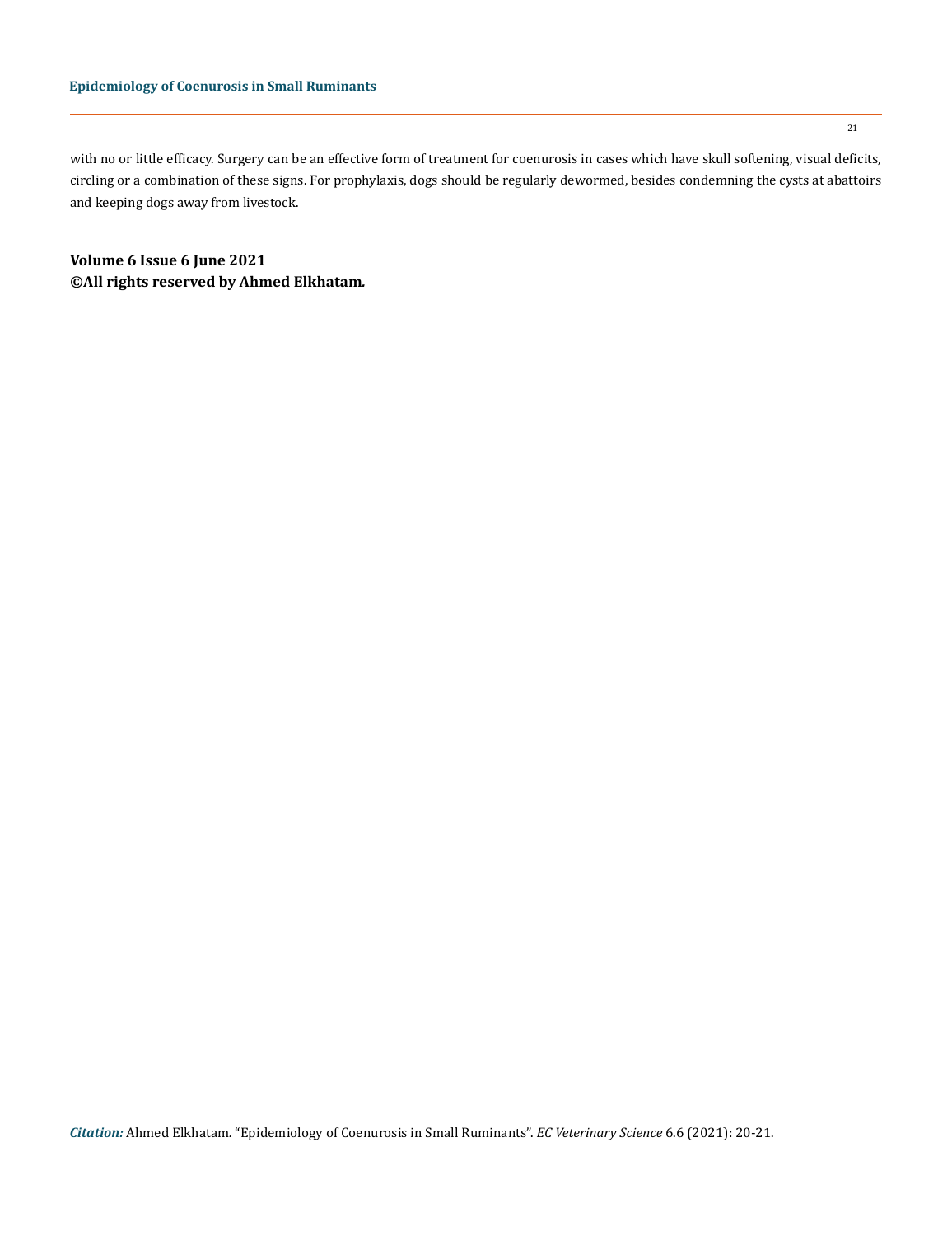with no or little efficacy. Surgery can be an effective form of treatment for coenurosis in cases which have skull softening, visual deficits, circling or a combination of these signs. For prophylaxis, dogs should be regularly dewormed, besides condemning the cysts at abattoirs and keeping dogs away from livestock.

**Volume 6 Issue 6 June 2021**
**©All rights reserved by Ahmed Elkhatam.**